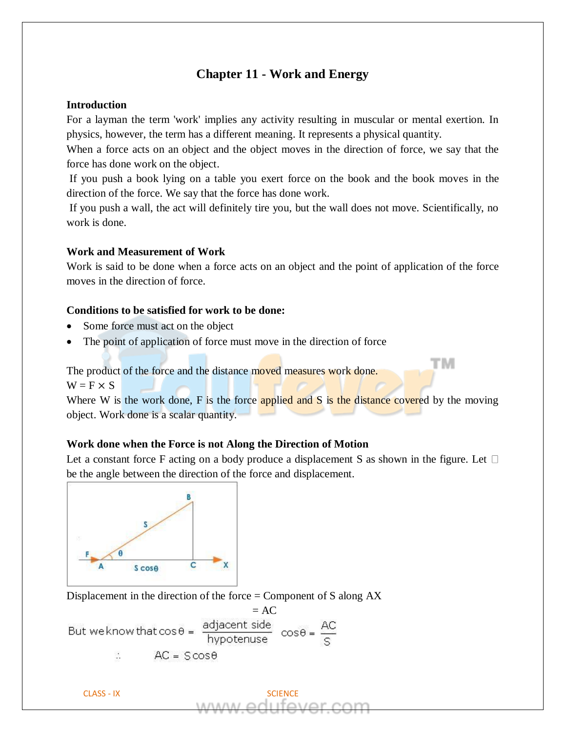# Chapter 11 - Work and Energy

**Introduction**

For a layman the term 'work' implies any activity resulting in muscular or mental exertion. In physics, however, the term has a different meaning. It represents a physical quantity.

When a force acts on an object and the object moves in the direction of force, we say that the force has done work on the object.

If you push a book lying on a table you exert force on the book and the book moves in the direction of the force. We say that the force has done work.

If you push a wall, the act will definitely tire you, but the wall does not move. Scientifically, no work is done.

**Work and Measurement of Work**

Work is said to be done when a force acts on an object and the point of application of the force moves in the direction of force.

**Conditions to be satisfied for work to be done:**

- Some force must act on the object
- The point of application of force must move in the direction of force

The product of the force and the distance moved measures work done.

$W = F \times S$

Where W is the work done, F is the force applied and S is the distance covered by the moving object. Work done is a scalar quantity.

**Work done when the Force is not Along the Direction of Motion**

Let a constant force F acting on a body produce a displacement S as shown in the figure. Let $\theta$ be the angle between the direction of the force and displacement.

Displacement in the direction of the force = Component of S along AX

= AC

But we know that $\cos\theta = \dfrac{\text{adjacent side}}{\text{hypotenuse}}$ $\cos\theta = \dfrac{AC}{S}$

$\therefore$ $AC = S\cos\theta$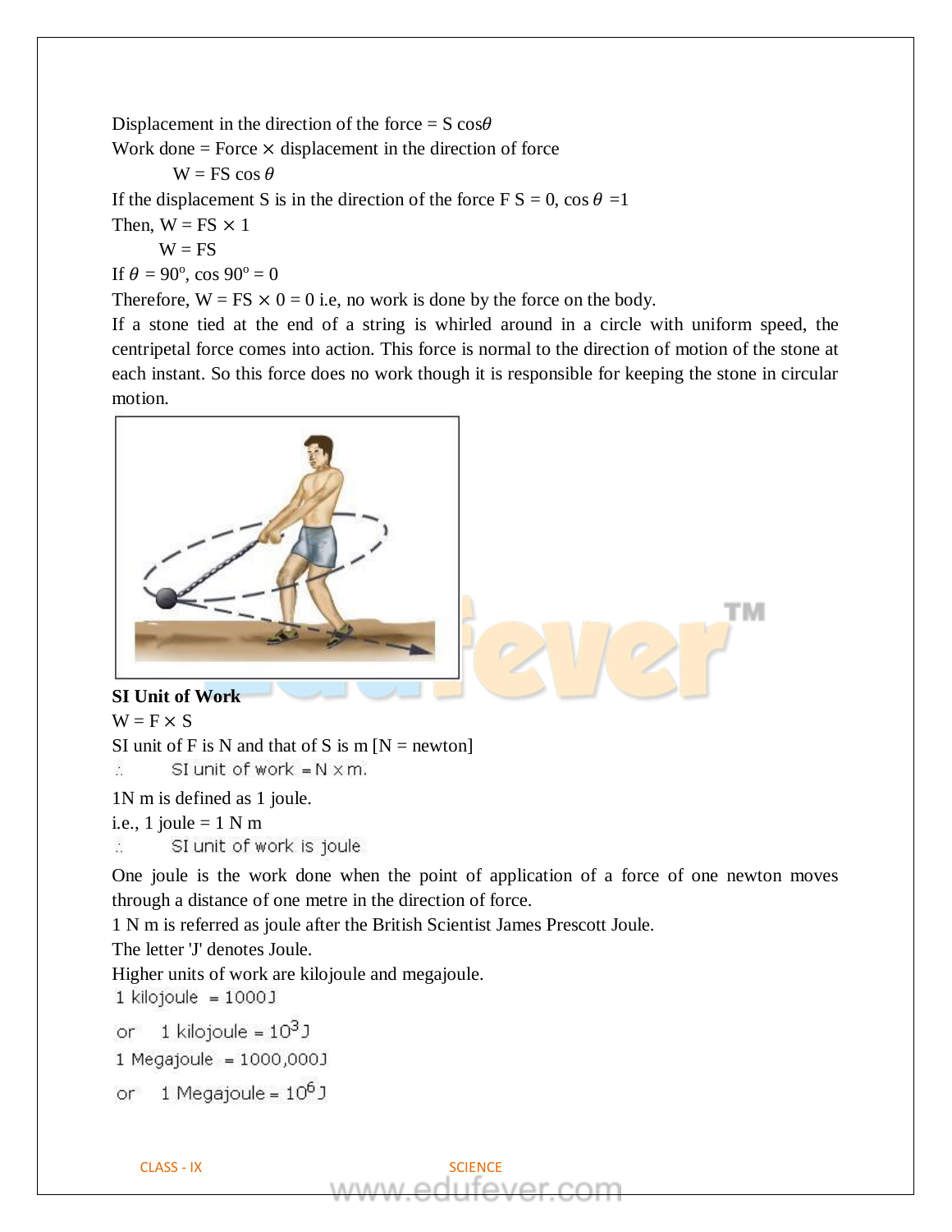Displacement in the direction of the force = $S \cos\theta$

Work done = Force × displacement in the direction of force

$$W = FS \cos\theta$$

If the displacement S is in the direction of the force F S = 0, $\cos\theta = 1$

Then, $W = FS \times 1$

$W = FS$

If $\theta = 90^\circ$, $\cos 90^\circ = 0$

Therefore, $W = FS \times 0 = 0$ i.e, no work is done by the force on the body.

If a stone tied at the end of a string is whirled around in a circle with uniform speed, the centripetal force comes into action. This force is normal to the direction of motion of the stone at each instant. So this force does no work though it is responsible for keeping the stone in circular motion.

**SI Unit of Work**

$W = F \times S$

SI unit of F is N and that of S is m [N = newton]

∴ SI unit of work = N × m.

1N m is defined as 1 joule.

i.e., 1 joule = 1 N m

∴ SI unit of work is joule

One joule is the work done when the point of application of a force of one newton moves through a distance of one metre in the direction of force.

1 N m is referred as joule after the British Scientist James Prescott Joule.

The letter 'J' denotes Joule.

Higher units of work are kilojoule and megajoule.

1 kilojoule = 1000J

or 1 kilojoule = $10^3$ J

1 Megajoule = 1000,000J

or 1 Megajoule = $10^6$ J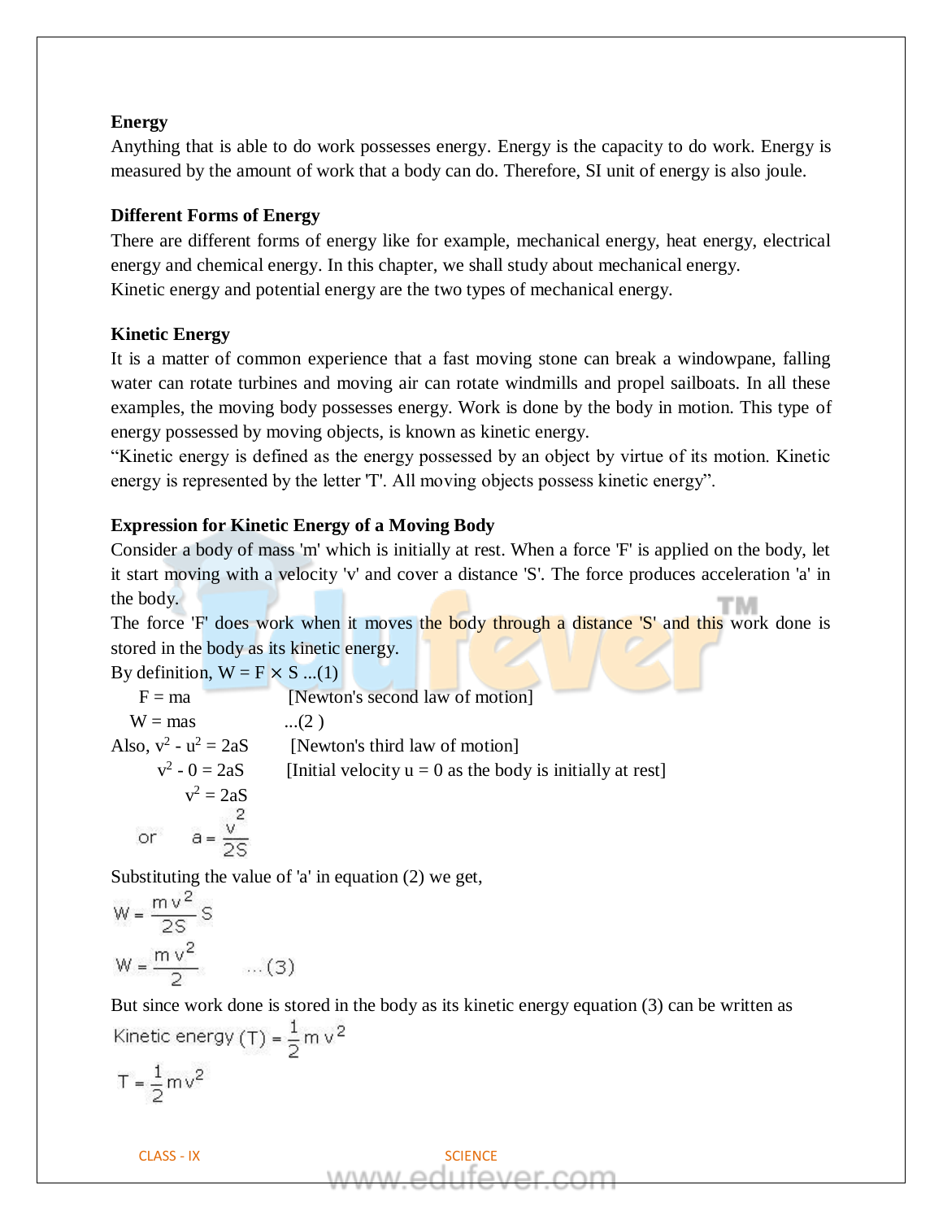**Energy**

Anything that is able to do work possesses energy. Energy is the capacity to do work. Energy is measured by the amount of work that a body can do. Therefore, SI unit of energy is also joule.

**Different Forms of Energy**

There are different forms of energy like for example, mechanical energy, heat energy, electrical energy and chemical energy. In this chapter, we shall study about mechanical energy.
Kinetic energy and potential energy are the two types of mechanical energy.

**Kinetic Energy**

It is a matter of common experience that a fast moving stone can break a windowpane, falling water can rotate turbines and moving air can rotate windmills and propel sailboats. In all these examples, the moving body possesses energy. Work is done by the body in motion. This type of energy possessed by moving objects, is known as kinetic energy.
"Kinetic energy is defined as the energy possessed by an object by virtue of its motion. Kinetic energy is represented by the letter 'T'. All moving objects possess kinetic energy".

**Expression for Kinetic Energy of a Moving Body**

Consider a body of mass 'm' which is initially at rest. When a force 'F' is applied on the body, let it start moving with a velocity 'v' and cover a distance 'S'. The force produces acceleration 'a' in the body.
The force 'F' does work when it moves the body through a distance 'S' and this work done is stored in the body as its kinetic energy.

By definition, $W = F \times S$ ...(1)

$F = ma$ [Newton's second law of motion]

$W = mas$ ...(2 )

Also, $v^2 - u^2 = 2aS$ [Newton's third law of motion]

$v^2 - 0 = 2aS$ [Initial velocity u = 0 as the body is initially at rest]

$v^2 = 2aS$

or $a = \frac{v^2}{2S}$

Substituting the value of 'a' in equation (2) we get,

$$W = \frac{mv^2}{2S} S$$

$$W = \frac{mv^2}{2} \quad ...(3)$$

But since work done is stored in the body as its kinetic energy equation (3) can be written as

$$\text{Kinetic energy (T)} = \frac{1}{2} m v^2$$

$$T = \frac{1}{2} m v^2$$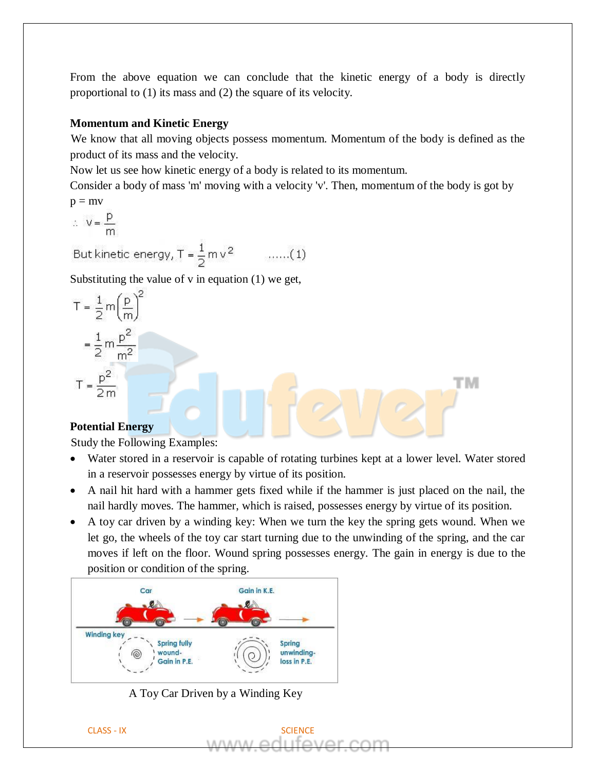From the above equation we can conclude that the kinetic energy of a body is directly proportional to (1) its mass and (2) the square of its velocity.

**Momentum and Kinetic Energy**

We know that all moving objects possess momentum. Momentum of the body is defined as the product of its mass and the velocity.

Now let us see how kinetic energy of a body is related to its momentum.

Consider a body of mass 'm' moving with a velocity 'v'. Then, momentum of the body is got by

$p = mv$

$$\therefore\ v = \frac{p}{m}$$

$$\text{But kinetic energy, } T = \frac{1}{2}mv^2 \qquad \ldots\ldots(1)$$

Substituting the value of v in equation (1) we get,

$$T = \frac{1}{2}m\left(\frac{p}{m}\right)^2$$

$$= \frac{1}{2}m\frac{p^2}{m^2}$$

$$T = \frac{p^2}{2m}$$

**Potential Energy**

Study the Following Examples:

- Water stored in a reservoir is capable of rotating turbines kept at a lower level. Water stored in a reservoir possesses energy by virtue of its position.
- A nail hit hard with a hammer gets fixed while if the hammer is just placed on the nail, the nail hardly moves. The hammer, which is raised, possesses energy by virtue of its position.
- A toy car driven by a winding key: When we turn the key the spring gets wound. When we let go, the wheels of the toy car start turning due to the unwinding of the spring, and the car moves if left on the floor. Wound spring possesses energy. The gain in energy is due to the position or condition of the spring.

A Toy Car Driven by a Winding Key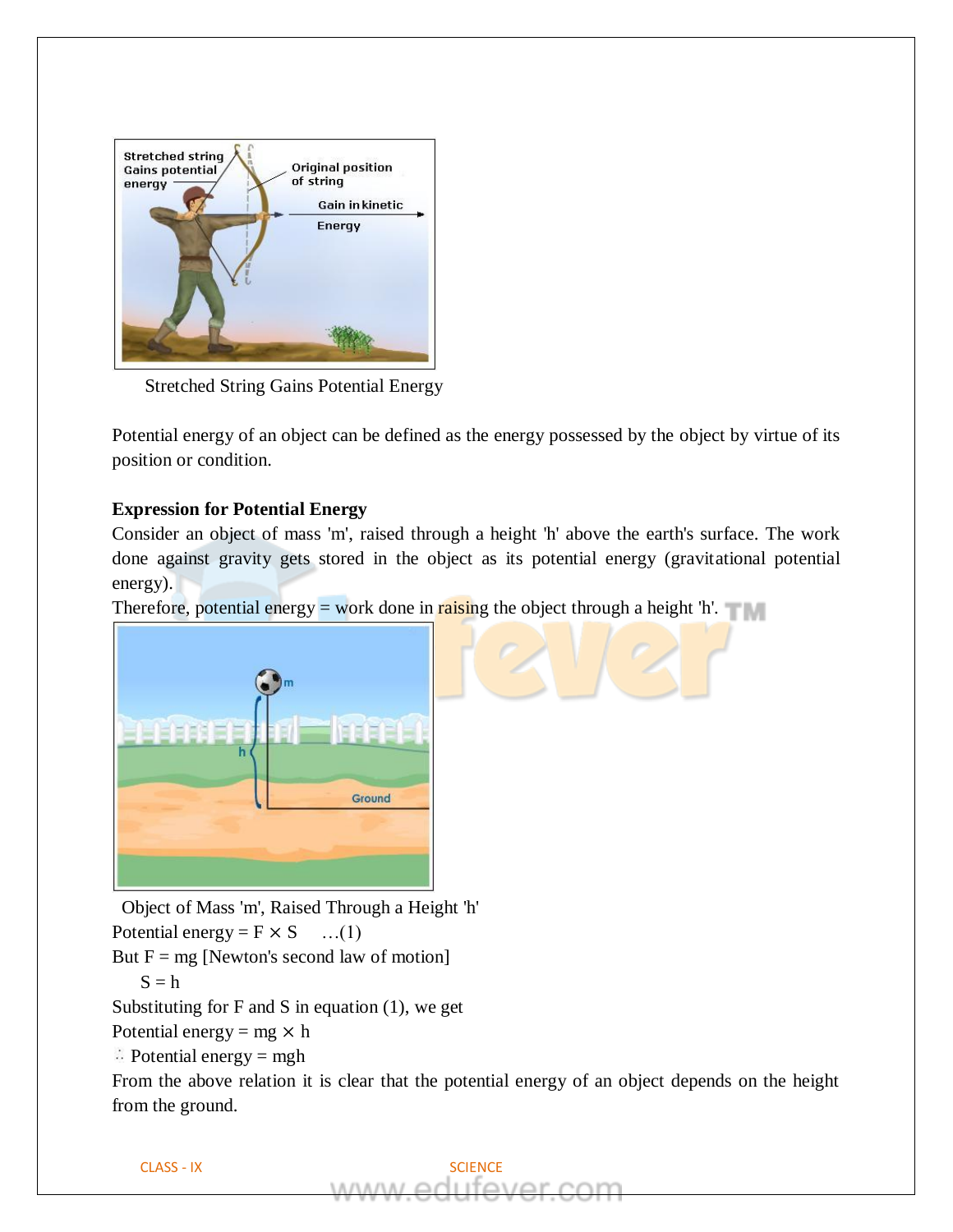Stretched String Gains Potential Energy

Potential energy of an object can be defined as the energy possessed by the object by virtue of its position or condition.

**Expression for Potential Energy**

Consider an object of mass 'm', raised through a height 'h' above the earth's surface. The work done against gravity gets stored in the object as its potential energy (gravitational potential energy).

Therefore, potential energy = work done in raising the object through a height 'h'.

Object of Mass 'm', Raised Through a Height 'h'

Potential energy = $F \times S$ …(1)

But $F = mg$ [Newton's second law of motion]

$S = h$

Substituting for F and S in equation (1), we get

Potential energy = $mg \times h$

$\therefore$ Potential energy = $mgh$

From the above relation it is clear that the potential energy of an object depends on the height from the ground.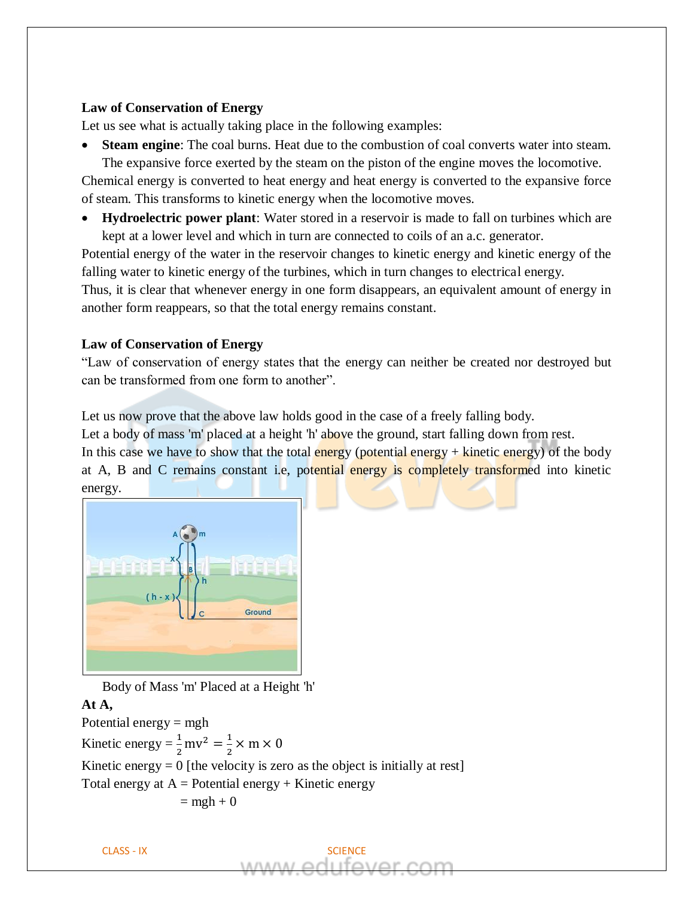**Law of Conservation of Energy**

Let us see what is actually taking place in the following examples:

- **Steam engine**: The coal burns. Heat due to the combustion of coal converts water into steam. The expansive force exerted by the steam on the piston of the engine moves the locomotive.

Chemical energy is converted to heat energy and heat energy is converted to the expansive force of steam. This transforms to kinetic energy when the locomotive moves.

- **Hydroelectric power plant**: Water stored in a reservoir is made to fall on turbines which are kept at a lower level and which in turn are connected to coils of an a.c. generator.

Potential energy of the water in the reservoir changes to kinetic energy and kinetic energy of the falling water to kinetic energy of the turbines, which in turn changes to electrical energy.

Thus, it is clear that whenever energy in one form disappears, an equivalent amount of energy in another form reappears, so that the total energy remains constant.

**Law of Conservation of Energy**

"Law of conservation of energy states that the energy can neither be created nor destroyed but can be transformed from one form to another".

Let us now prove that the above law holds good in the case of a freely falling body.

Let a body of mass 'm' placed at a height 'h' above the ground, start falling down from rest.

In this case we have to show that the total energy (potential energy + kinetic energy) of the body at A, B and C remains constant i.e, potential energy is completely transformed into kinetic energy.

Body of Mass 'm' Placed at a Height 'h'

**At A,**

Potential energy = mgh

Kinetic energy = $\frac{1}{2}mv^2 = \frac{1}{2} \times m \times 0$

Kinetic energy = 0 [the velocity is zero as the object is initially at rest]

Total energy at A = Potential energy + Kinetic energy

= mgh + 0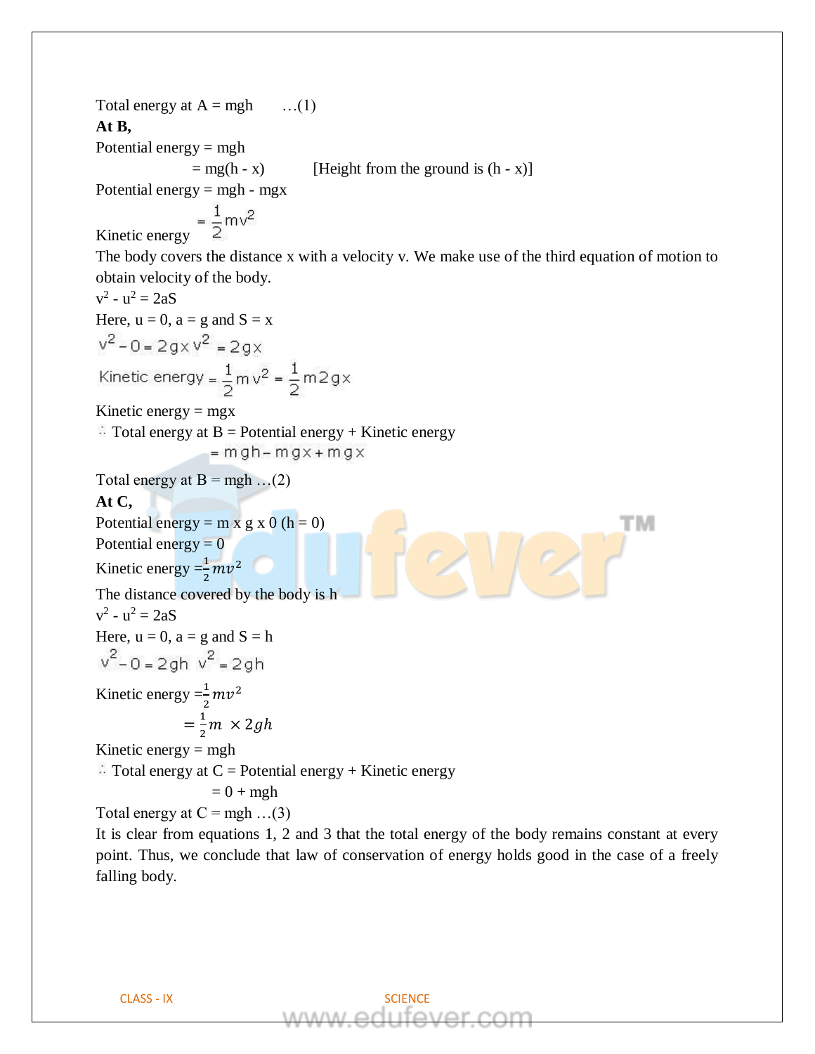Total energy at A = mgh …(1)

**At B,**

Potential energy = mgh

= mg(h - x) [Height from the ground is (h - x)]

Potential energy = mgh - mgx

Kinetic energy $= \frac{1}{2}mv^2$

The body covers the distance x with a velocity v. We make use of the third equation of motion to obtain velocity of the body.

$v^2 - u^2 = 2aS$

Here, u = 0, a = g and S = x

$v^2 - 0 = 2gx \; v^2 = 2gx$

$\text{Kinetic energy} = \frac{1}{2}mv^2 = \frac{1}{2}m2gx$

Kinetic energy = mgx

∴ Total energy at B = Potential energy + Kinetic energy

$= mgh - mgx + mgx$

Total energy at B = mgh …(2)

**At C,**

Potential energy = m x g x 0 (h = 0)

Potential energy = 0

Kinetic energy $= \frac{1}{2}mv^2$

The distance covered by the body is h

$v^2 - u^2 = 2aS$

Here, u = 0, a = g and S = h

$v^2 - 0 = 2gh \; v^2 = 2gh$

Kinetic energy $= \frac{1}{2}mv^2$

$= \frac{1}{2}m \times 2gh$

Kinetic energy = mgh

∴ Total energy at C = Potential energy + Kinetic energy

= 0 + mgh

Total energy at C = mgh …(3)

It is clear from equations 1, 2 and 3 that the total energy of the body remains constant at every point. Thus, we conclude that law of conservation of energy holds good in the case of a freely falling body.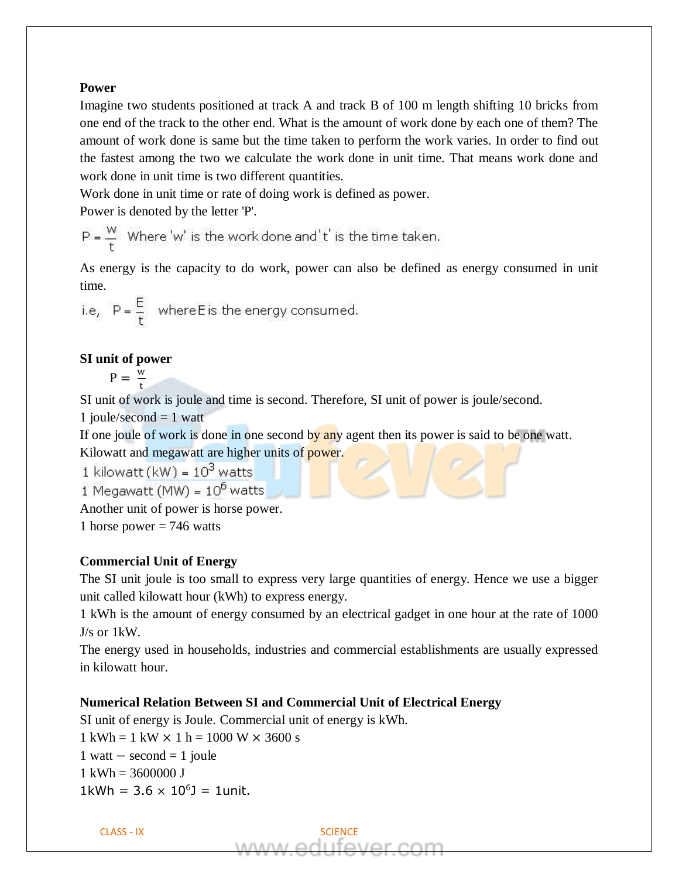**Power**

Imagine two students positioned at track A and track B of 100 m length shifting 10 bricks from one end of the track to the other end. What is the amount of work done by each one of them? The amount of work done is same but the time taken to perform the work varies. In order to find out the fastest among the two we calculate the work done in unit time. That means work done and work done in unit time is two different quantities.

Work done in unit time or rate of doing work is defined as power.

Power is denoted by the letter 'P'.

$P = \frac{w}{t}$ Where 'w' is the work done and 't' is the time taken.

As energy is the capacity to do work, power can also be defined as energy consumed in unit time.

i.e, $P = \frac{E}{t}$ where E is the energy consumed.

**SI unit of power**

$$P = \frac{w}{t}$$

SI unit of work is joule and time is second. Therefore, SI unit of power is joule/second.

1 joule/second = 1 watt

If one joule of work is done in one second by any agent then its power is said to be one watt.

Kilowatt and megawatt are higher units of power.

1 kilowatt (kW) = $10^3$ watts

1 Megawatt (MW) = $10^6$ watts

Another unit of power is horse power.

1 horse power = 746 watts

**Commercial Unit of Energy**

The SI unit joule is too small to express very large quantities of energy. Hence we use a bigger unit called kilowatt hour (kWh) to express energy.

1 kWh is the amount of energy consumed by an electrical gadget in one hour at the rate of 1000 J/s or 1kW.

The energy used in households, industries and commercial establishments are usually expressed in kilowatt hour.

**Numerical Relation Between SI and Commercial Unit of Electrical Energy**

SI unit of energy is Joule. Commercial unit of energy is kWh.

1 kWh = 1 kW × 1 h = 1000 W × 3600 s

1 watt − second = 1 joule

1 kWh = 3600000 J

1kWh = $3.6 \times 10^6$J = 1unit.